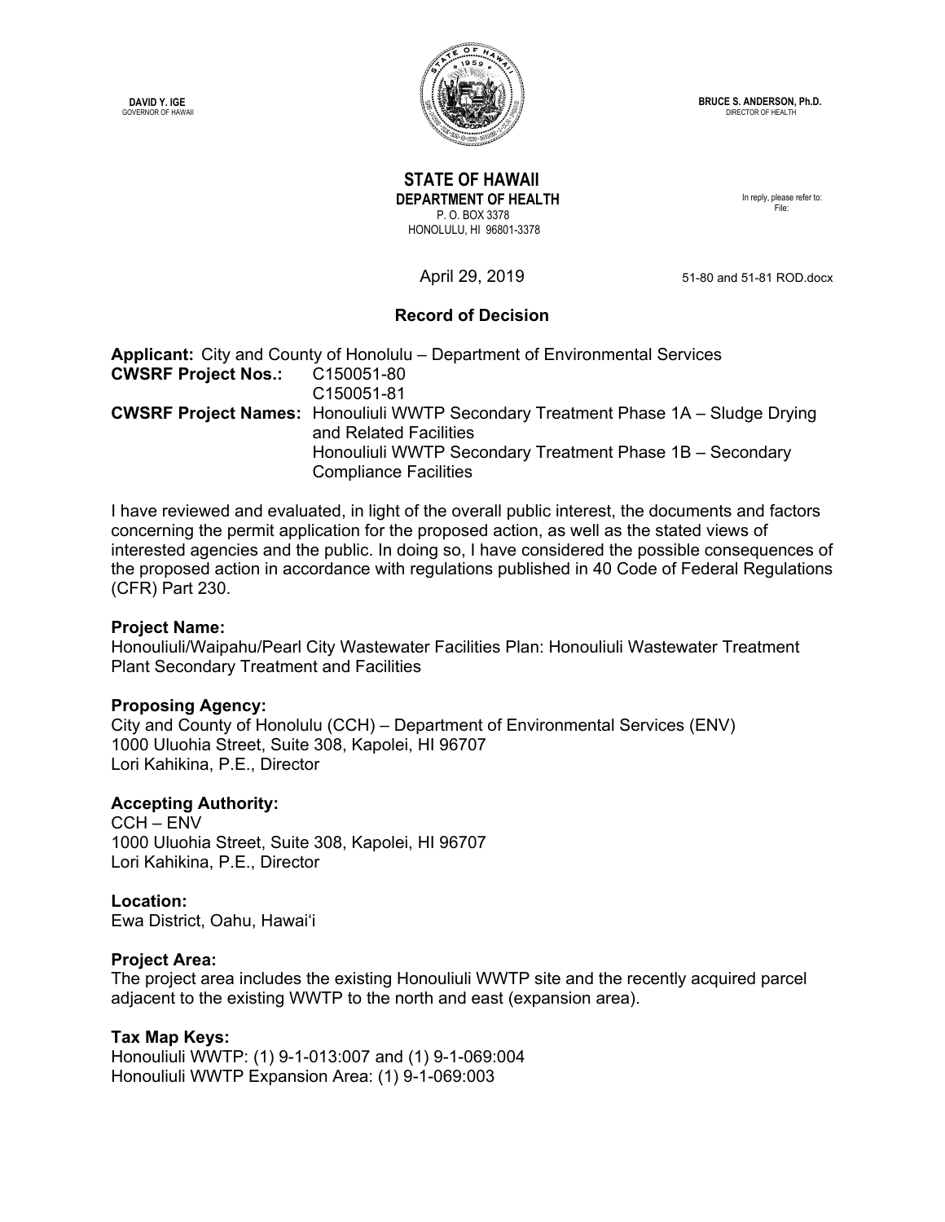DAVID Y. IGE
GOVERNOR OF HAWAII

BRUCE S. ANDERSON, Ph.D.
DIRECTOR OF HEALTH

**STATE OF HAWAII**
**DEPARTMENT OF HEALTH**
P. O. BOX 3378
HONOLULU, HI 96801-3378

In reply, please refer to:
File:

April 29, 2019

51-80 and 51-81 ROD.docx

## Record of Decision

**Applicant:** City and County of Honolulu – Department of Environmental Services
**CWSRF Project Nos.:** C150051-80
C150051-81
**CWSRF Project Names:** Honouliuli WWTP Secondary Treatment Phase 1A – Sludge Drying and Related Facilities
Honouliuli WWTP Secondary Treatment Phase 1B – Secondary Compliance Facilities

I have reviewed and evaluated, in light of the overall public interest, the documents and factors concerning the permit application for the proposed action, as well as the stated views of interested agencies and the public. In doing so, I have considered the possible consequences of the proposed action in accordance with regulations published in 40 Code of Federal Regulations (CFR) Part 230.

**Project Name:**
Honouliuli/Waipahu/Pearl City Wastewater Facilities Plan: Honouliuli Wastewater Treatment Plant Secondary Treatment and Facilities

**Proposing Agency:**
City and County of Honolulu (CCH) – Department of Environmental Services (ENV)
1000 Uluohia Street, Suite 308, Kapolei, HI 96707
Lori Kahikina, P.E., Director

**Accepting Authority:**
CCH – ENV
1000 Uluohia Street, Suite 308, Kapolei, HI 96707
Lori Kahikina, P.E., Director

**Location:**
Ewa District, Oahu, Hawai‘i

**Project Area:**
The project area includes the existing Honouliuli WWTP site and the recently acquired parcel adjacent to the existing WWTP to the north and east (expansion area).

**Tax Map Keys:**
Honouliuli WWTP: (1) 9-1-013:007 and (1) 9-1-069:004
Honouliuli WWTP Expansion Area: (1) 9-1-069:003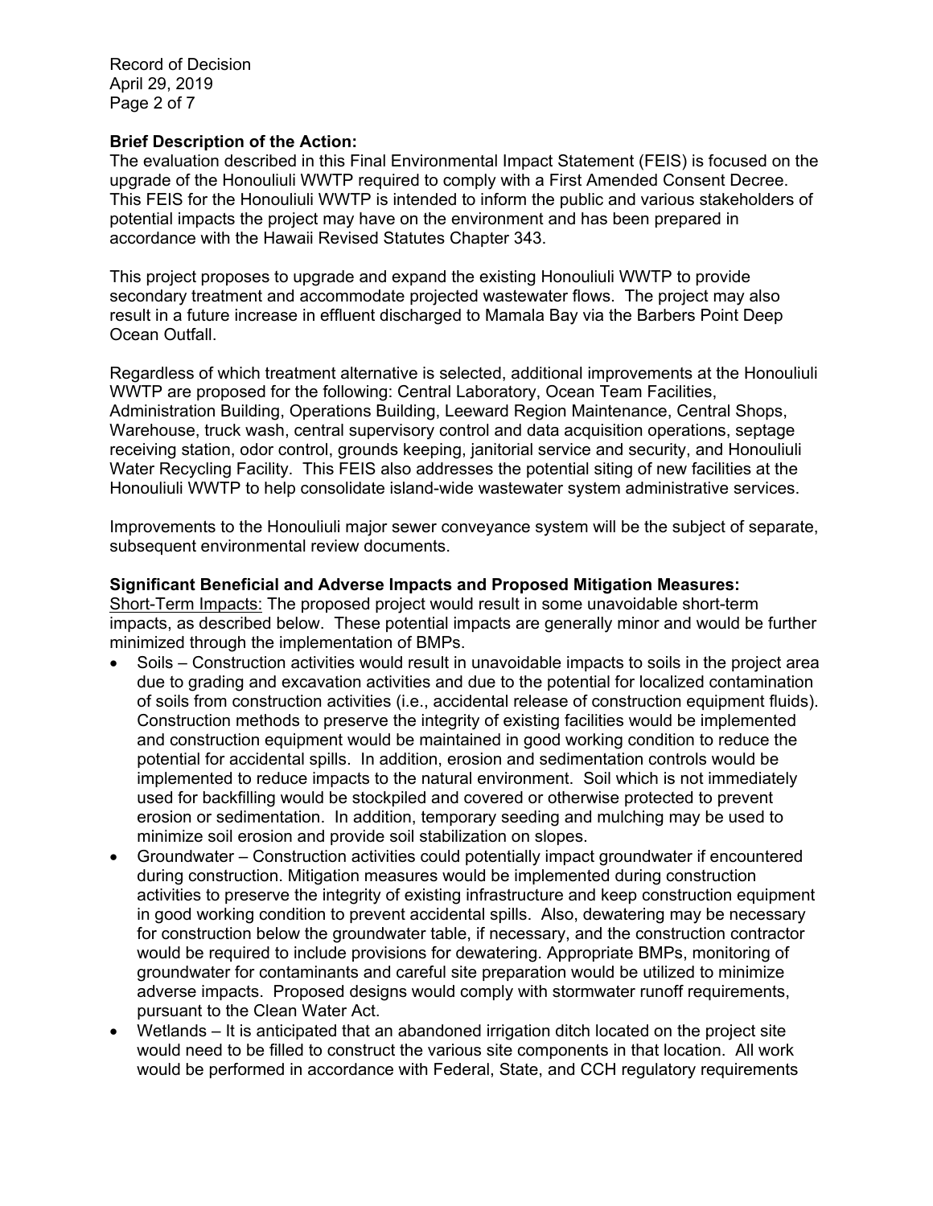**Brief Description of the Action:**
The evaluation described in this Final Environmental Impact Statement (FEIS) is focused on the upgrade of the Honouliuli WWTP required to comply with a First Amended Consent Decree. This FEIS for the Honouliuli WWTP is intended to inform the public and various stakeholders of potential impacts the project may have on the environment and has been prepared in accordance with the Hawaii Revised Statutes Chapter 343.

This project proposes to upgrade and expand the existing Honouliuli WWTP to provide secondary treatment and accommodate projected wastewater flows. The project may also result in a future increase in effluent discharged to Mamala Bay via the Barbers Point Deep Ocean Outfall.

Regardless of which treatment alternative is selected, additional improvements at the Honouliuli WWTP are proposed for the following: Central Laboratory, Ocean Team Facilities, Administration Building, Operations Building, Leeward Region Maintenance, Central Shops, Warehouse, truck wash, central supervisory control and data acquisition operations, septage receiving station, odor control, grounds keeping, janitorial service and security, and Honouliuli Water Recycling Facility. This FEIS also addresses the potential siting of new facilities at the Honouliuli WWTP to help consolidate island-wide wastewater system administrative services.

Improvements to the Honouliuli major sewer conveyance system will be the subject of separate, subsequent environmental review documents.

**Significant Beneficial and Adverse Impacts and Proposed Mitigation Measures:**
Short-Term Impacts: The proposed project would result in some unavoidable short-term impacts, as described below. These potential impacts are generally minor and would be further minimized through the implementation of BMPs.

- Soils – Construction activities would result in unavoidable impacts to soils in the project area due to grading and excavation activities and due to the potential for localized contamination of soils from construction activities (i.e., accidental release of construction equipment fluids). Construction methods to preserve the integrity of existing facilities would be implemented and construction equipment would be maintained in good working condition to reduce the potential for accidental spills. In addition, erosion and sedimentation controls would be implemented to reduce impacts to the natural environment. Soil which is not immediately used for backfilling would be stockpiled and covered or otherwise protected to prevent erosion or sedimentation. In addition, temporary seeding and mulching may be used to minimize soil erosion and provide soil stabilization on slopes.
- Groundwater – Construction activities could potentially impact groundwater if encountered during construction. Mitigation measures would be implemented during construction activities to preserve the integrity of existing infrastructure and keep construction equipment in good working condition to prevent accidental spills. Also, dewatering may be necessary for construction below the groundwater table, if necessary, and the construction contractor would be required to include provisions for dewatering. Appropriate BMPs, monitoring of groundwater for contaminants and careful site preparation would be utilized to minimize adverse impacts. Proposed designs would comply with stormwater runoff requirements, pursuant to the Clean Water Act.
- Wetlands – It is anticipated that an abandoned irrigation ditch located on the project site would need to be filled to construct the various site components in that location. All work would be performed in accordance with Federal, State, and CCH regulatory requirements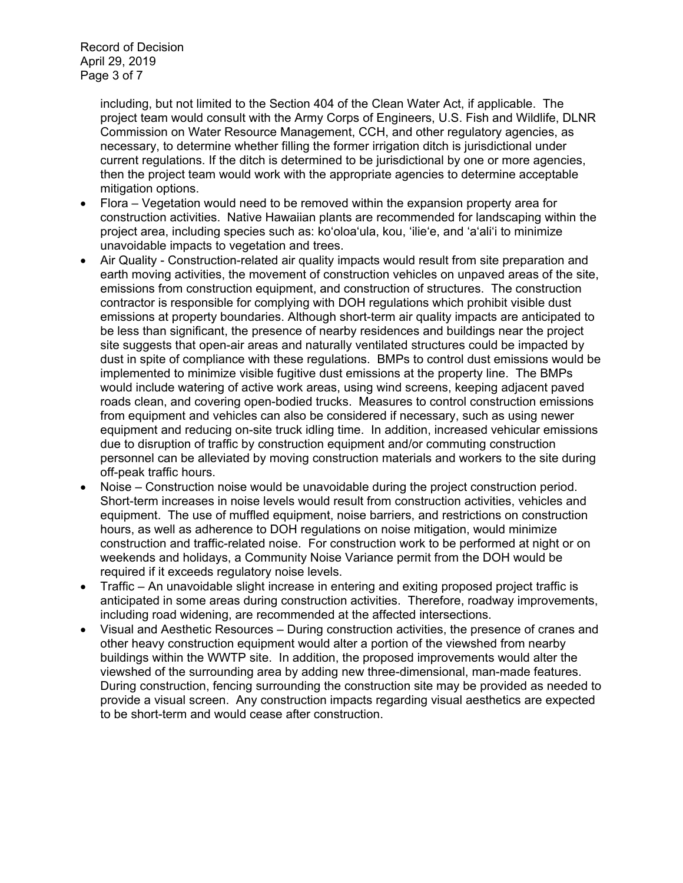including, but not limited to the Section 404 of the Clean Water Act, if applicable. The project team would consult with the Army Corps of Engineers, U.S. Fish and Wildlife, DLNR Commission on Water Resource Management, CCH, and other regulatory agencies, as necessary, to determine whether filling the former irrigation ditch is jurisdictional under current regulations. If the ditch is determined to be jurisdictional by one or more agencies, then the project team would work with the appropriate agencies to determine acceptable mitigation options.

- Flora – Vegetation would need to be removed within the expansion property area for construction activities. Native Hawaiian plants are recommended for landscaping within the project area, including species such as: koʻoloaʻula, kou, ʻilieʻe, and ʻaʻaliʻi to minimize unavoidable impacts to vegetation and trees.
- Air Quality - Construction-related air quality impacts would result from site preparation and earth moving activities, the movement of construction vehicles on unpaved areas of the site, emissions from construction equipment, and construction of structures. The construction contractor is responsible for complying with DOH regulations which prohibit visible dust emissions at property boundaries. Although short-term air quality impacts are anticipated to be less than significant, the presence of nearby residences and buildings near the project site suggests that open-air areas and naturally ventilated structures could be impacted by dust in spite of compliance with these regulations. BMPs to control dust emissions would be implemented to minimize visible fugitive dust emissions at the property line. The BMPs would include watering of active work areas, using wind screens, keeping adjacent paved roads clean, and covering open-bodied trucks. Measures to control construction emissions from equipment and vehicles can also be considered if necessary, such as using newer equipment and reducing on-site truck idling time. In addition, increased vehicular emissions due to disruption of traffic by construction equipment and/or commuting construction personnel can be alleviated by moving construction materials and workers to the site during off-peak traffic hours.
- Noise – Construction noise would be unavoidable during the project construction period. Short-term increases in noise levels would result from construction activities, vehicles and equipment. The use of muffled equipment, noise barriers, and restrictions on construction hours, as well as adherence to DOH regulations on noise mitigation, would minimize construction and traffic-related noise. For construction work to be performed at night or on weekends and holidays, a Community Noise Variance permit from the DOH would be required if it exceeds regulatory noise levels.
- Traffic – An unavoidable slight increase in entering and exiting proposed project traffic is anticipated in some areas during construction activities. Therefore, roadway improvements, including road widening, are recommended at the affected intersections.
- Visual and Aesthetic Resources – During construction activities, the presence of cranes and other heavy construction equipment would alter a portion of the viewshed from nearby buildings within the WWTP site. In addition, the proposed improvements would alter the viewshed of the surrounding area by adding new three-dimensional, man-made features. During construction, fencing surrounding the construction site may be provided as needed to provide a visual screen. Any construction impacts regarding visual aesthetics are expected to be short-term and would cease after construction.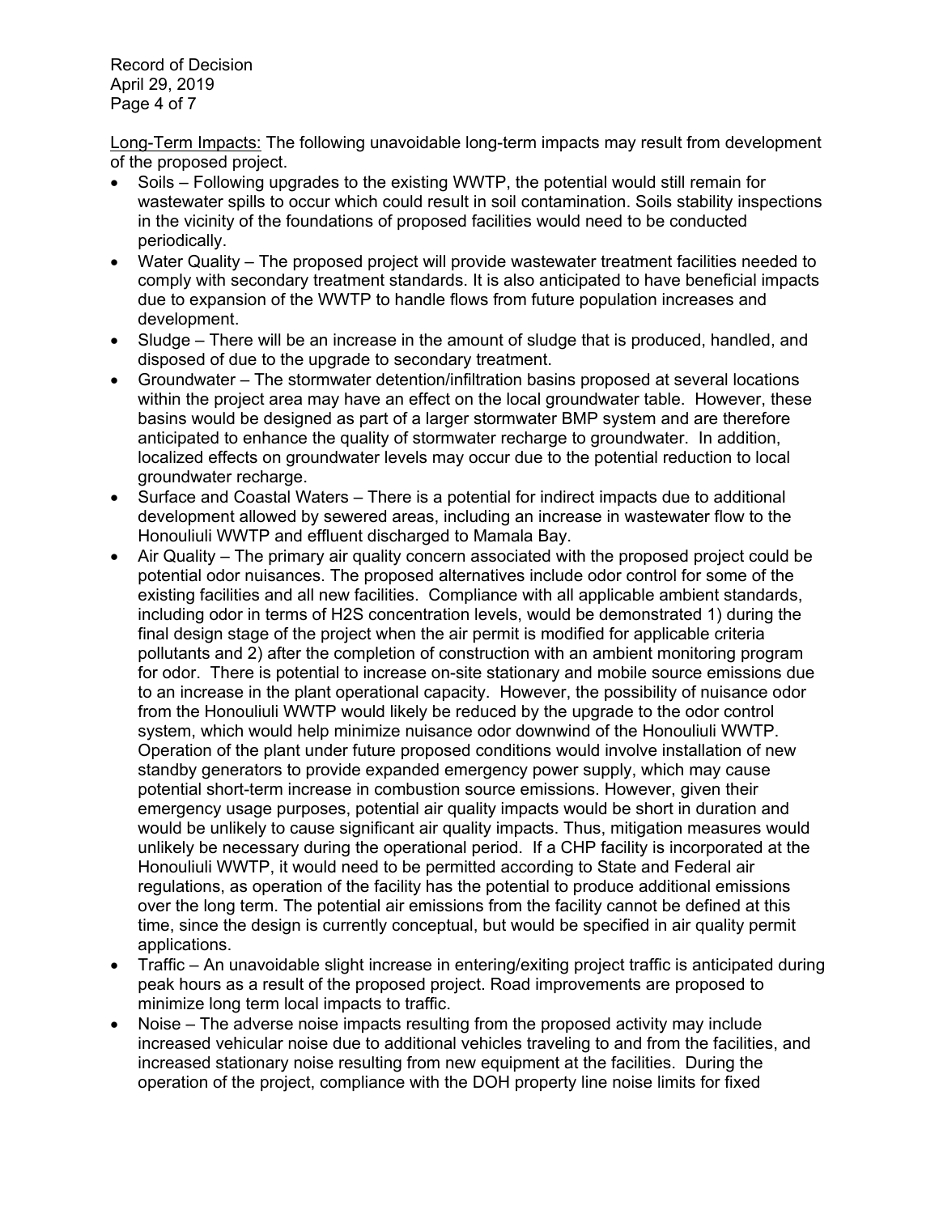Long-Term Impacts: The following unavoidable long-term impacts may result from development of the proposed project.

- Soils – Following upgrades to the existing WWTP, the potential would still remain for wastewater spills to occur which could result in soil contamination. Soils stability inspections in the vicinity of the foundations of proposed facilities would need to be conducted periodically.
- Water Quality – The proposed project will provide wastewater treatment facilities needed to comply with secondary treatment standards. It is also anticipated to have beneficial impacts due to expansion of the WWTP to handle flows from future population increases and development.
- Sludge – There will be an increase in the amount of sludge that is produced, handled, and disposed of due to the upgrade to secondary treatment.
- Groundwater – The stormwater detention/infiltration basins proposed at several locations within the project area may have an effect on the local groundwater table. However, these basins would be designed as part of a larger stormwater BMP system and are therefore anticipated to enhance the quality of stormwater recharge to groundwater. In addition, localized effects on groundwater levels may occur due to the potential reduction to local groundwater recharge.
- Surface and Coastal Waters – There is a potential for indirect impacts due to additional development allowed by sewered areas, including an increase in wastewater flow to the Honouliuli WWTP and effluent discharged to Mamala Bay.
- Air Quality – The primary air quality concern associated with the proposed project could be potential odor nuisances. The proposed alternatives include odor control for some of the existing facilities and all new facilities. Compliance with all applicable ambient standards, including odor in terms of $H_2S$ concentration levels, would be demonstrated 1) during the final design stage of the project when the air permit is modified for applicable criteria pollutants and 2) after the completion of construction with an ambient monitoring program for odor. There is potential to increase on-site stationary and mobile source emissions due to an increase in the plant operational capacity. However, the possibility of nuisance odor from the Honouliuli WWTP would likely be reduced by the upgrade to the odor control system, which would help minimize nuisance odor downwind of the Honouliuli WWTP. Operation of the plant under future proposed conditions would involve installation of new standby generators to provide expanded emergency power supply, which may cause potential short-term increase in combustion source emissions. However, given their emergency usage purposes, potential air quality impacts would be short in duration and would be unlikely to cause significant air quality impacts. Thus, mitigation measures would unlikely be necessary during the operational period. If a CHP facility is incorporated at the Honouliuli WWTP, it would need to be permitted according to State and Federal air regulations, as operation of the facility has the potential to produce additional emissions over the long term. The potential air emissions from the facility cannot be defined at this time, since the design is currently conceptual, but would be specified in air quality permit applications.
- Traffic – An unavoidable slight increase in entering/exiting project traffic is anticipated during peak hours as a result of the proposed project. Road improvements are proposed to minimize long term local impacts to traffic.
- Noise – The adverse noise impacts resulting from the proposed activity may include increased vehicular noise due to additional vehicles traveling to and from the facilities, and increased stationary noise resulting from new equipment at the facilities. During the operation of the project, compliance with the DOH property line noise limits for fixed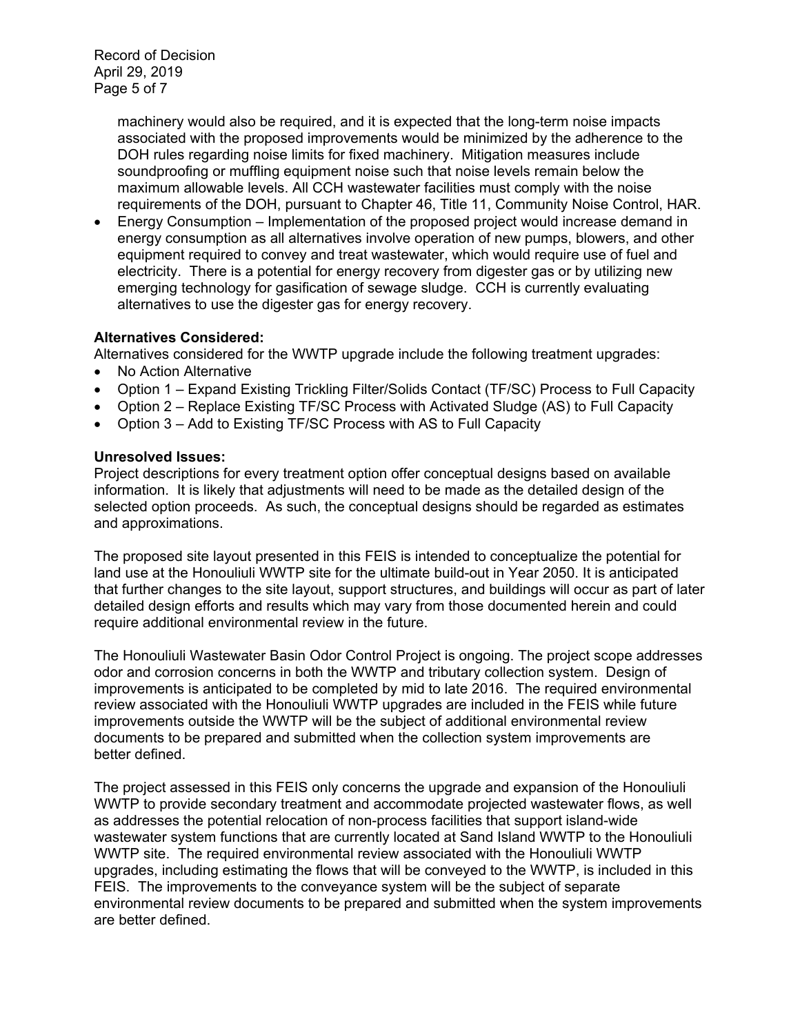machinery would also be required, and it is expected that the long-term noise impacts associated with the proposed improvements would be minimized by the adherence to the DOH rules regarding noise limits for fixed machinery. Mitigation measures include soundproofing or muffling equipment noise such that noise levels remain below the maximum allowable levels. All CCH wastewater facilities must comply with the noise requirements of the DOH, pursuant to Chapter 46, Title 11, Community Noise Control, HAR.

- Energy Consumption – Implementation of the proposed project would increase demand in energy consumption as all alternatives involve operation of new pumps, blowers, and other equipment required to convey and treat wastewater, which would require use of fuel and electricity. There is a potential for energy recovery from digester gas or by utilizing new emerging technology for gasification of sewage sludge. CCH is currently evaluating alternatives to use the digester gas for energy recovery.

**Alternatives Considered:**

Alternatives considered for the WWTP upgrade include the following treatment upgrades:

- No Action Alternative
- Option 1 – Expand Existing Trickling Filter/Solids Contact (TF/SC) Process to Full Capacity
- Option 2 – Replace Existing TF/SC Process with Activated Sludge (AS) to Full Capacity
- Option 3 – Add to Existing TF/SC Process with AS to Full Capacity

**Unresolved Issues:**

Project descriptions for every treatment option offer conceptual designs based on available information. It is likely that adjustments will need to be made as the detailed design of the selected option proceeds. As such, the conceptual designs should be regarded as estimates and approximations.

The proposed site layout presented in this FEIS is intended to conceptualize the potential for land use at the Honouliuli WWTP site for the ultimate build-out in Year 2050. It is anticipated that further changes to the site layout, support structures, and buildings will occur as part of later detailed design efforts and results which may vary from those documented herein and could require additional environmental review in the future.

The Honouliuli Wastewater Basin Odor Control Project is ongoing. The project scope addresses odor and corrosion concerns in both the WWTP and tributary collection system. Design of improvements is anticipated to be completed by mid to late 2016. The required environmental review associated with the Honouliuli WWTP upgrades are included in the FEIS while future improvements outside the WWTP will be the subject of additional environmental review documents to be prepared and submitted when the collection system improvements are better defined.

The project assessed in this FEIS only concerns the upgrade and expansion of the Honouliuli WWTP to provide secondary treatment and accommodate projected wastewater flows, as well as addresses the potential relocation of non-process facilities that support island-wide wastewater system functions that are currently located at Sand Island WWTP to the Honouliuli WWTP site. The required environmental review associated with the Honouliuli WWTP upgrades, including estimating the flows that will be conveyed to the WWTP, is included in this FEIS. The improvements to the conveyance system will be the subject of separate environmental review documents to be prepared and submitted when the system improvements are better defined.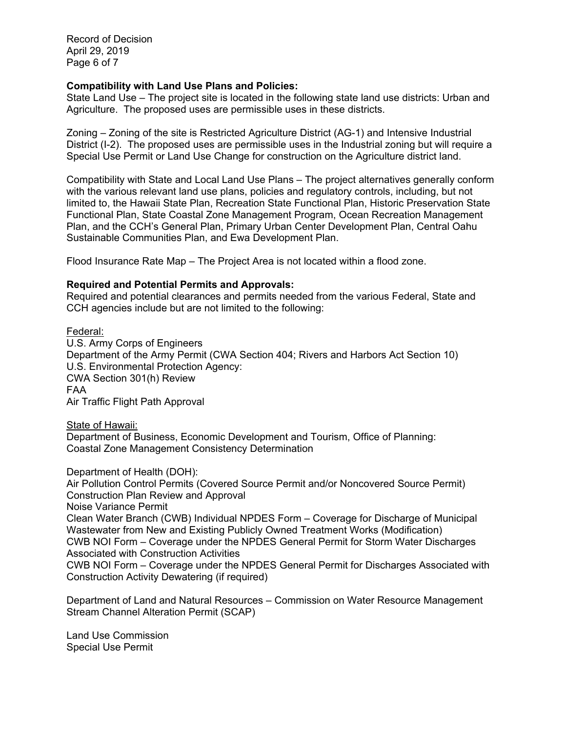**Compatibility with Land Use Plans and Policies:**

State Land Use – The project site is located in the following state land use districts: Urban and Agriculture. The proposed uses are permissible uses in these districts.

Zoning – Zoning of the site is Restricted Agriculture District (AG-1) and Intensive Industrial District (I-2). The proposed uses are permissible uses in the Industrial zoning but will require a Special Use Permit or Land Use Change for construction on the Agriculture district land.

Compatibility with State and Local Land Use Plans – The project alternatives generally conform with the various relevant land use plans, policies and regulatory controls, including, but not limited to, the Hawaii State Plan, Recreation State Functional Plan, Historic Preservation State Functional Plan, State Coastal Zone Management Program, Ocean Recreation Management Plan, and the CCH's General Plan, Primary Urban Center Development Plan, Central Oahu Sustainable Communities Plan, and Ewa Development Plan.

Flood Insurance Rate Map – The Project Area is not located within a flood zone.

**Required and Potential Permits and Approvals:**

Required and potential clearances and permits needed from the various Federal, State and CCH agencies include but are not limited to the following:

Federal:

U.S. Army Corps of Engineers
Department of the Army Permit (CWA Section 404; Rivers and Harbors Act Section 10)
U.S. Environmental Protection Agency:
CWA Section 301(h) Review
FAA
Air Traffic Flight Path Approval

State of Hawaii:

Department of Business, Economic Development and Tourism, Office of Planning:
Coastal Zone Management Consistency Determination

Department of Health (DOH):
Air Pollution Control Permits (Covered Source Permit and/or Noncovered Source Permit)
Construction Plan Review and Approval
Noise Variance Permit
Clean Water Branch (CWB) Individual NPDES Form – Coverage for Discharge of Municipal Wastewater from New and Existing Publicly Owned Treatment Works (Modification)
CWB NOI Form – Coverage under the NPDES General Permit for Storm Water Discharges Associated with Construction Activities
CWB NOI Form – Coverage under the NPDES General Permit for Discharges Associated with Construction Activity Dewatering (if required)

Department of Land and Natural Resources – Commission on Water Resource Management
Stream Channel Alteration Permit (SCAP)

Land Use Commission
Special Use Permit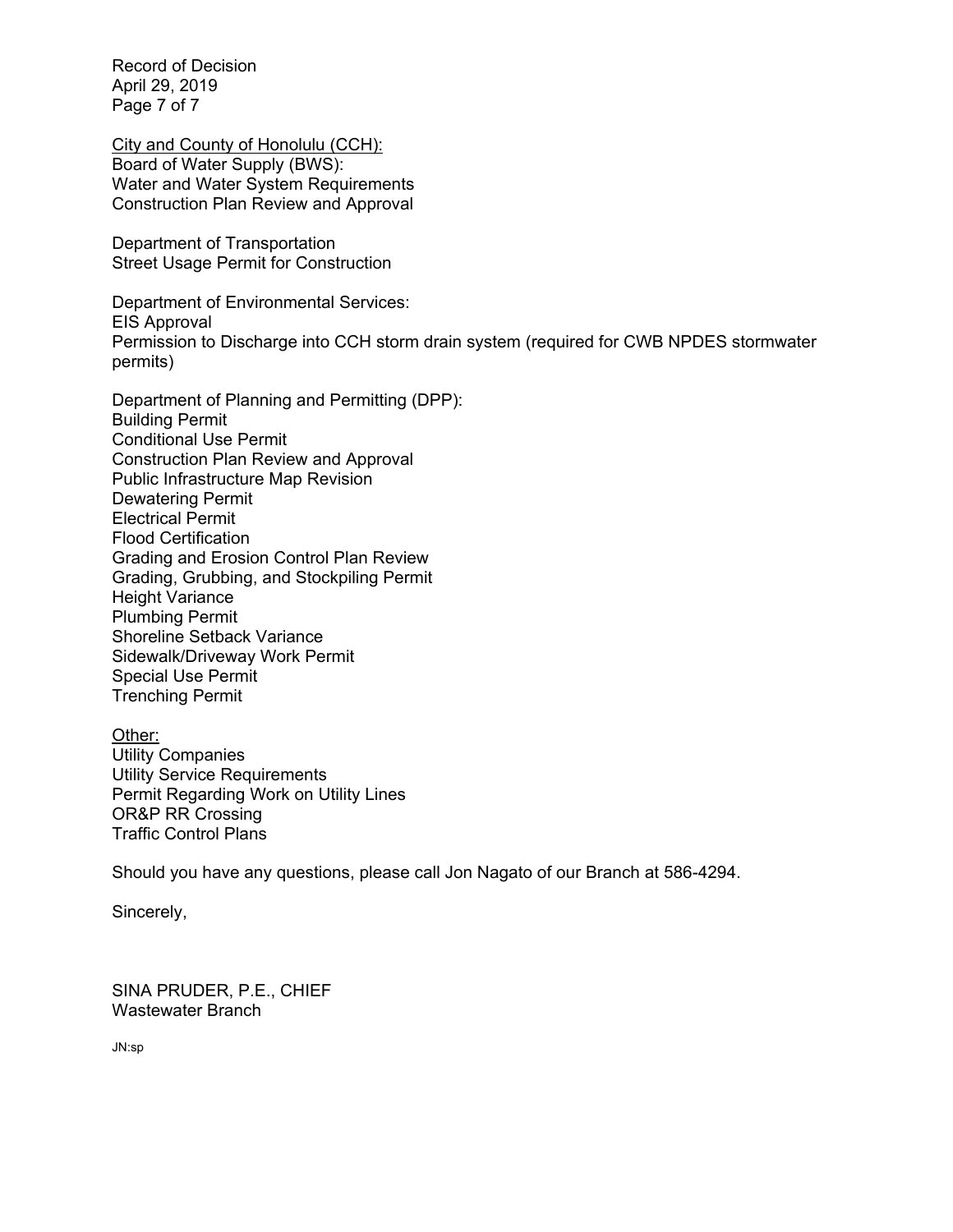City and County of Honolulu (CCH):

Board of Water Supply (BWS):
Water and Water System Requirements
Construction Plan Review and Approval

Department of Transportation
Street Usage Permit for Construction

Department of Environmental Services:
EIS Approval
Permission to Discharge into CCH storm drain system (required for CWB NPDES stormwater permits)

Department of Planning and Permitting (DPP):
Building Permit
Conditional Use Permit
Construction Plan Review and Approval
Public Infrastructure Map Revision
Dewatering Permit
Electrical Permit
Flood Certification
Grading and Erosion Control Plan Review
Grading, Grubbing, and Stockpiling Permit
Height Variance
Plumbing Permit
Shoreline Setback Variance
Sidewalk/Driveway Work Permit
Special Use Permit
Trenching Permit

Other:

Utility Companies
Utility Service Requirements
Permit Regarding Work on Utility Lines
OR&P RR Crossing
Traffic Control Plans

Should you have any questions, please call Jon Nagato of our Branch at 586-4294.

Sincerely,

SINA PRUDER, P.E., CHIEF
Wastewater Branch

JN:sp